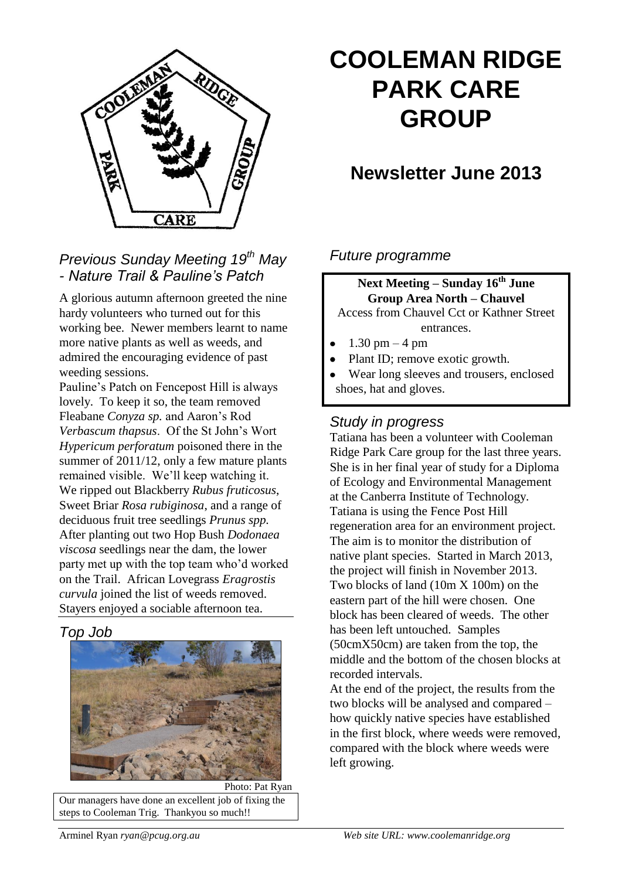# COOLEMAN RIDGE PARK CARE GROUP

## Newsletter June 2013

### *Previous Sunday Meeting 19th May - Nature Trail & Pauline's Patch*

A glorious autumn afternoon greeted the nine hardy volunteers who turned out for this working bee. Newer members learnt to name more native plants as well as weeds, and admired the encouraging evidence of past weeding sessions.

Pauline's Patch on Fencepost Hill is always lovely. To keep it so, the team removed Fleabane *Conyza sp.* and Aaron's Rod *Verbascum thapsus*. Of the St John's Wort *Hypericum perforatum* poisoned there in the summer of 2011/12, only a few mature plants remained visible. We'll keep watching it. We ripped out Blackberry *Rubus fruticosus*, Sweet Briar *Rosa rubiginosa*, and a range of deciduous fruit tree seedlings *Prunus spp.* After planting out two Hop Bush *Dodonaea viscosa* seedlings near the dam, the lower party met up with the top team who'd worked on the Trail. African Lovegrass *Eragrostis curvula* joined the list of weeds removed. Stayers enjoyed a sociable afternoon tea.

### *Top Job*

Photo: Pat Ryan

Our managers have done an excellent job of fixing the steps to Cooleman Trig. Thankyou so much!!

### *Future programme*

**Next Meeting – Sunday 16th June**
**Group Area North – Chauvel**
Access from Chauvel Cct or Kathner Street entrances.

- 1.30 pm – 4 pm
- Plant ID; remove exotic growth.
- Wear long sleeves and trousers, enclosed shoes, hat and gloves.

### *Study in progress*

Tatiana has been a volunteer with Cooleman Ridge Park Care group for the last three years. She is in her final year of study for a Diploma of Ecology and Environmental Management at the Canberra Institute of Technology. Tatiana is using the Fence Post Hill regeneration area for an environment project. The aim is to monitor the distribution of native plant species. Started in March 2013, the project will finish in November 2013. Two blocks of land (10m X 100m) on the eastern part of the hill were chosen. One block has been cleared of weeds. The other has been left untouched. Samples (50cmX50cm) are taken from the top, the middle and the bottom of the chosen blocks at recorded intervals.

At the end of the project, the results from the two blocks will be analysed and compared – how quickly native species have established in the first block, where weeds were removed, compared with the block where weeds were left growing.

Arminel Ryan *ryan@pcug.org.au* *Web site URL: www.coolemanridge.org*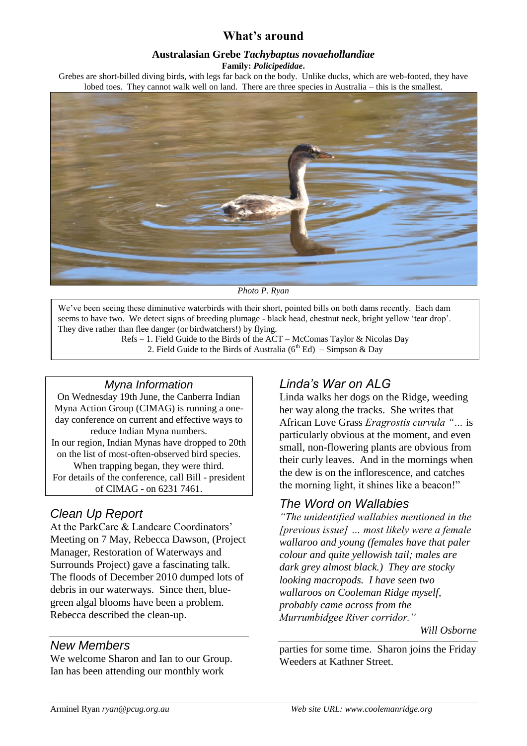# What's around

### Australasian Grebe *Tachybaptus novaehollandiae*

**Family:** ***Policipedidae*.**

Grebes are short-billed diving birds, with legs far back on the body. Unlike ducks, which are web-footed, they have lobed toes. They cannot walk well on land. There are three species in Australia – this is the smallest.

*Photo P. Ryan*

We've been seeing these diminutive waterbirds with their short, pointed bills on both dams recently. Each dam seems to have two. We detect signs of breeding plumage - black head, chestnut neck, bright yellow 'tear drop'. They dive rather than flee danger (or birdwatchers!) by flying.

Refs – 1. Field Guide to the Birds of the ACT – McComas Taylor & Nicolas Day
2. Field Guide to the Birds of Australia (6th Ed) – Simpson & Day

## *Myna Information*

On Wednesday 19th June, the Canberra Indian Myna Action Group (CIMAG) is running a one-day conference on current and effective ways to reduce Indian Myna numbers.
In our region, Indian Mynas have dropped to 20th on the list of most-often-observed bird species. When trapping began, they were third.
For details of the conference, call Bill - president of CIMAG - on 6231 7461.

## *Clean Up Report*

At the ParkCare & Landcare Coordinators' Meeting on 7 May, Rebecca Dawson, (Project Manager, Restoration of Waterways and Surrounds Project) gave a fascinating talk. The floods of December 2010 dumped lots of debris in our waterways. Since then, blue-green algal blooms have been a problem. Rebecca described the clean-up.

## *New Members*

We welcome Sharon and Ian to our Group. Ian has been attending our monthly work parties for some time. Sharon joins the Friday Weeders at Kathner Street.

## *Linda's War on ALG*

Linda walks her dogs on the Ridge, weeding her way along the tracks. She writes that African Love Grass *Eragrostis curvula "…* is particularly obvious at the moment, and even small, non-flowering plants are obvious from their curly leaves. And in the mornings when the dew is on the inflorescence, and catches the morning light, it shines like a beacon!"

## *The Word on Wallabies*

*"The unidentified wallabies mentioned in the [previous issue] … most likely were a female wallaroo and young (females have that paler colour and quite yellowish tail; males are dark grey almost black.) They are stocky looking macropods. I have seen two wallaroos on Cooleman Ridge myself, probably came across from the Murrumbidgee River corridor."*

*Will Osborne*

Arminel Ryan *ryan@pcug.org.au* *Web site URL: www.coolemanridge.org*